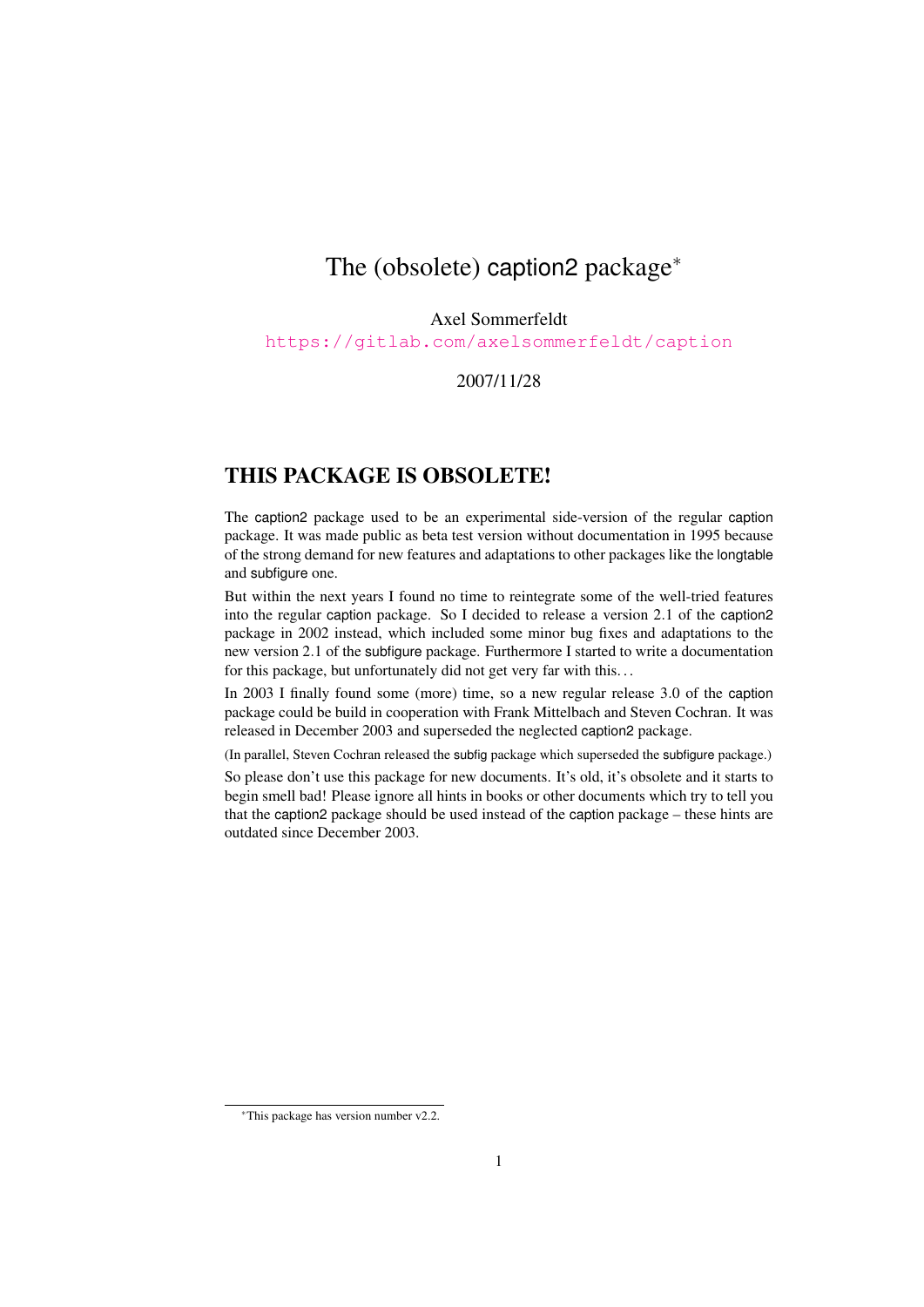# The (obsolete) caption2 package[*]

Axel Sommerfeldt

https://gitlab.com/axelsommerfeldt/caption

2007/11/28

## THIS PACKAGE IS OBSOLETE!

The caption2 package used to be an experimental side-version of the regular caption package. It was made public as beta test version without documentation in 1995 because of the strong demand for new features and adaptations to other packages like the longtable and subfigure one.

But within the next years I found no time to reintegrate some of the well-tried features into the regular caption package. So I decided to release a version 2.1 of the caption2 package in 2002 instead, which included some minor bug fixes and adaptations to the new version 2.1 of the subfigure package. Furthermore I started to write a documentation for this package, but unfortunately did not get very far with this…

In 2003 I finally found some (more) time, so a new regular release 3.0 of the caption package could be build in cooperation with Frank Mittelbach and Steven Cochran. It was released in December 2003 and superseded the neglected caption2 package.

(In parallel, Steven Cochran released the subfig package which superseded the subfigure package.)

So please don't use this package for new documents. It's old, it's obsolete and it starts to begin smell bad! Please ignore all hints in books or other documents which try to tell you that the caption2 package should be used instead of the caption package – these hints are outdated since December 2003.

[*]This package has version number v2.2.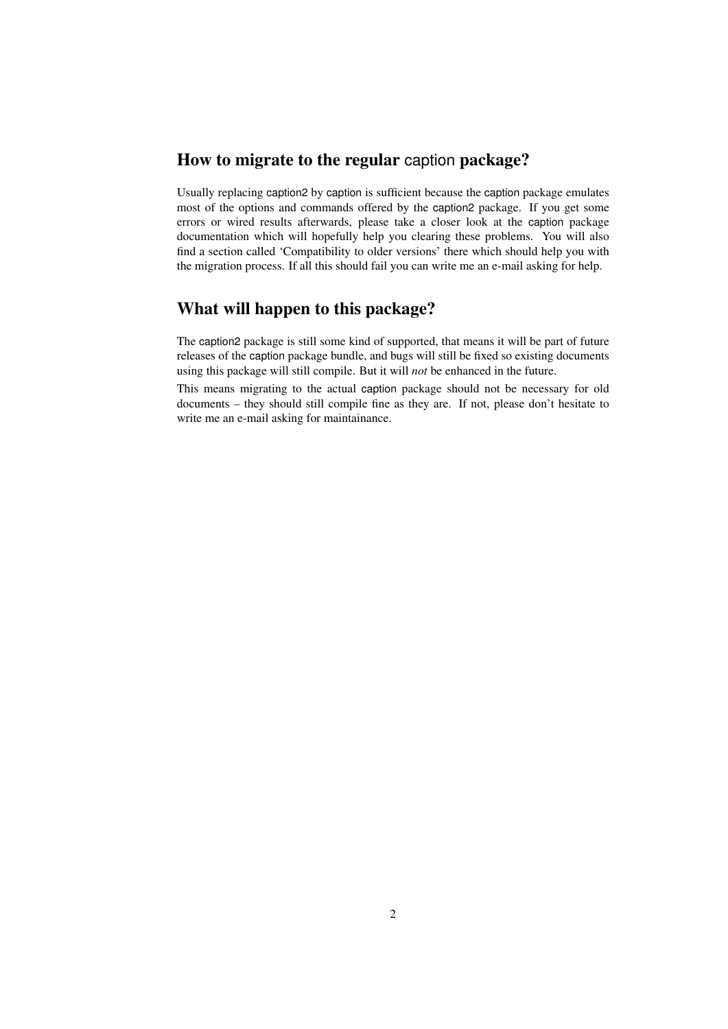## How to migrate to the regular caption package?

Usually replacing caption2 by caption is sufficient because the caption package emulates most of the options and commands offered by the caption2 package. If you get some errors or wired results afterwards, please take a closer look at the caption package documentation which will hopefully help you clearing these problems. You will also find a section called 'Compatibility to older versions' there which should help you with the migration process. If all this should fail you can write me an e-mail asking for help.

## What will happen to this package?

The caption2 package is still some kind of supported, that means it will be part of future releases of the caption package bundle, and bugs will still be fixed so existing documents using this package will still compile. But it will *not* be enhanced in the future.

This means migrating to the actual caption package should not be necessary for old documents – they should still compile fine as they are. If not, please don't hesitate to write me an e-mail asking for maintainance.